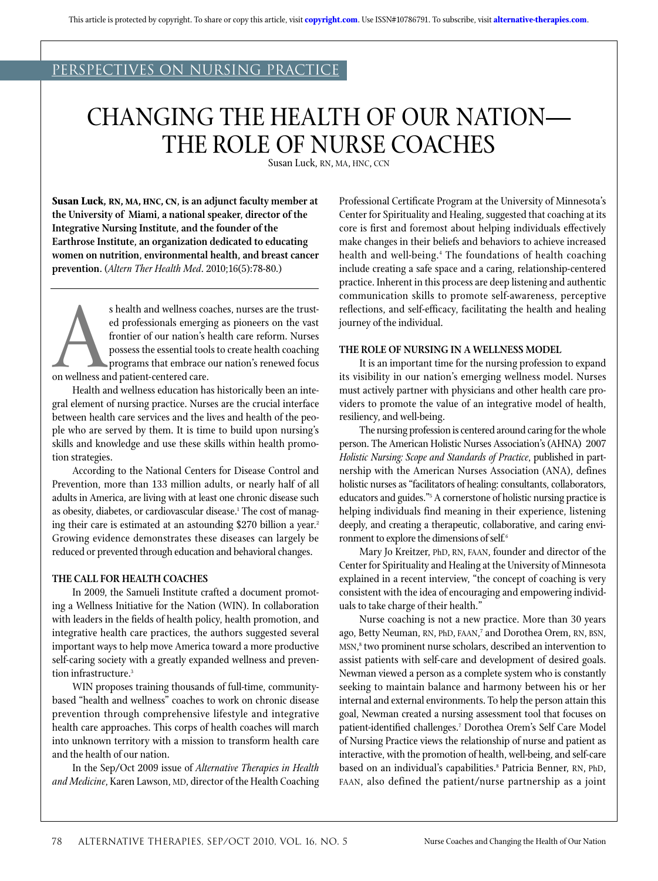PERSPECTIVES ON NURSING PRACTICE

# CHANGING THE HEALTH OF OUR NATION—THE ROLE OF NURSE COACHES

Susan Luck, RN, MA, HNC, CCN

**Susan Luck, RN, MA, HNC, CN, is an adjunct faculty member at the University of Miami, a national speaker, director of the Integrative Nursing Institute, and the founder of the Earthrose Institute, an organization dedicated to educating women on nutrition, environmental health, and breast cancer prevention.** (*Altern Ther Health Med*. 2010;16(5):78-80.)

As health and wellness coaches, nurses are the trusted professionals emerging as pioneers on the vast frontier of our nation's health care reform. Nurses possess the essential tools to create health coaching programs that embrace our nation's renewed focus on wellness and patient-centered care.

Health and wellness education has historically been an integral element of nursing practice. Nurses are the crucial interface between health care services and the lives and health of the people who are served by them. It is time to build upon nursing's skills and knowledge and use these skills within health promotion strategies.

According to the National Centers for Disease Control and Prevention, more than 133 million adults, or nearly half of all adults in America, are living with at least one chronic disease such as obesity, diabetes, or cardiovascular disease.[1] The cost of managing their care is estimated at an astounding $270 billion a year.[2] Growing evidence demonstrates these diseases can largely be reduced or prevented through education and behavioral changes.

## THE CALL FOR HEALTH COACHES

In 2009, the Samueli Institute crafted a document promoting a Wellness Initiative for the Nation (WIN). In collaboration with leaders in the fields of health policy, health promotion, and integrative health care practices, the authors suggested several important ways to help move America toward a more productive self-caring society with a greatly expanded wellness and prevention infrastructure.[3]

WIN proposes training thousands of full-time, community-based "health and wellness" coaches to work on chronic disease prevention through comprehensive lifestyle and integrative health care approaches. This corps of health coaches will march into unknown territory with a mission to transform health care and the health of our nation.

In the Sep/Oct 2009 issue of *Alternative Therapies in Health and Medicine*, Karen Lawson, MD, director of the Health Coaching Professional Certificate Program at the University of Minnesota's Center for Spirituality and Healing, suggested that coaching at its core is first and foremost about helping individuals effectively make changes in their beliefs and behaviors to achieve increased health and well-being.[4] The foundations of health coaching include creating a safe space and a caring, relationship-centered practice. Inherent in this process are deep listening and authentic communication skills to promote self-awareness, perceptive reflections, and self-efficacy, facilitating the health and healing journey of the individual.

## THE ROLE OF NURSING IN A WELLNESS MODEL

It is an important time for the nursing profession to expand its visibility in our nation's emerging wellness model. Nurses must actively partner with physicians and other health care providers to promote the value of an integrative model of health, resiliency, and well-being.

The nursing profession is centered around caring for the whole person. The American Holistic Nurses Association's (AHNA) 2007 *Holistic Nursing: Scope and Standards of Practice*, published in partnership with the American Nurses Association (ANA), defines holistic nurses as "facilitators of healing: consultants, collaborators, educators and guides."[5] A cornerstone of holistic nursing practice is helping individuals find meaning in their experience, listening deeply, and creating a therapeutic, collaborative, and caring environment to explore the dimensions of self.[6]

Mary Jo Kreitzer, PhD, RN, FAAN, founder and director of the Center for Spirituality and Healing at the University of Minnesota explained in a recent interview, "the concept of coaching is very consistent with the idea of encouraging and empowering individuals to take charge of their health."

Nurse coaching is not a new practice. More than 30 years ago, Betty Neuman, RN, PhD, FAAN,[7] and Dorothea Orem, RN, BSN, MSN,[8] two prominent nurse scholars, described an intervention to assist patients with self-care and development of desired goals. Newman viewed a person as a complete system who is constantly seeking to maintain balance and harmony between his or her internal and external environments. To help the person attain this goal, Newman created a nursing assessment tool that focuses on patient-identified challenges.[7] Dorothea Orem's Self Care Model of Nursing Practice views the relationship of nurse and patient as interactive, with the promotion of health, well-being, and self-care based on an individual's capabilities.[8] Patricia Benner, RN, PhD, FAAN, also defined the patient/nurse partnership as a joint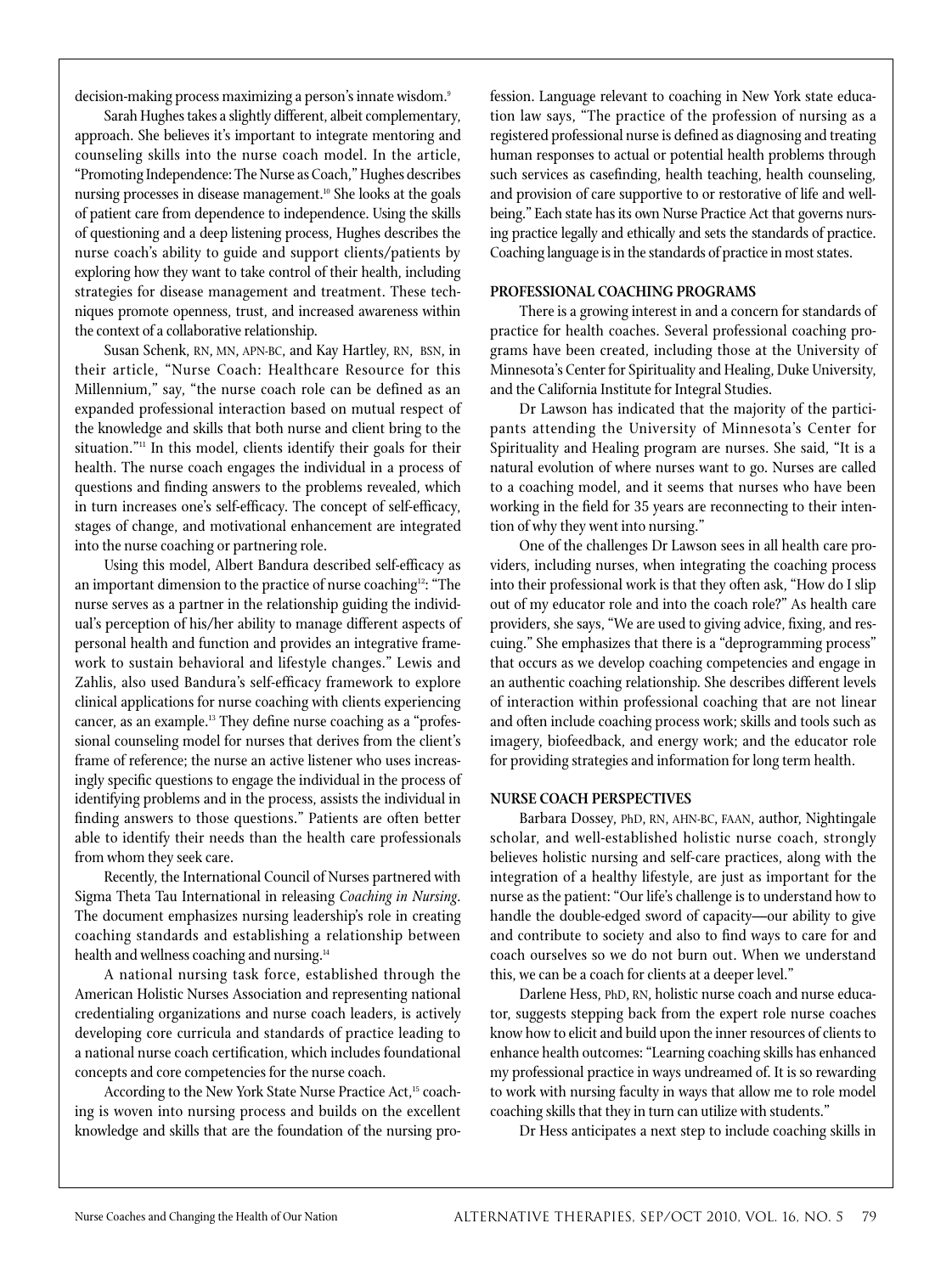decision-making process maximizing a person's innate wisdom.[9]

Sarah Hughes takes a slightly different, albeit complementary, approach. She believes it's important to integrate mentoring and counseling skills into the nurse coach model. In the article, "Promoting Independence: The Nurse as Coach," Hughes describes nursing processes in disease management.[10] She looks at the goals of patient care from dependence to independence. Using the skills of questioning and a deep listening process, Hughes describes the nurse coach's ability to guide and support clients/patients by exploring how they want to take control of their health, including strategies for disease management and treatment. These techniques promote openness, trust, and increased awareness within the context of a collaborative relationship.

Susan Schenk, RN, MN, APN-BC, and Kay Hartley, RN, BSN, in their article, "Nurse Coach: Healthcare Resource for this Millennium," say, "the nurse coach role can be defined as an expanded professional interaction based on mutual respect of the knowledge and skills that both nurse and client bring to the situation."[11] In this model, clients identify their goals for their health. The nurse coach engages the individual in a process of questions and finding answers to the problems revealed, which in turn increases one's self-efficacy. The concept of self-efficacy, stages of change, and motivational enhancement are integrated into the nurse coaching or partnering role.

Using this model, Albert Bandura described self-efficacy as an important dimension to the practice of nurse coaching[12]: "The nurse serves as a partner in the relationship guiding the individual's perception of his/her ability to manage different aspects of personal health and function and provides an integrative framework to sustain behavioral and lifestyle changes." Lewis and Zahlis, also used Bandura's self-efficacy framework to explore clinical applications for nurse coaching with clients experiencing cancer, as an example.[13] They define nurse coaching as a "professional counseling model for nurses that derives from the client's frame of reference; the nurse an active listener who uses increasingly specific questions to engage the individual in the process of identifying problems and in the process, assists the individual in finding answers to those questions." Patients are often better able to identify their needs than the health care professionals from whom they seek care.

Recently, the International Council of Nurses partnered with Sigma Theta Tau International in releasing *Coaching in Nursing*. The document emphasizes nursing leadership's role in creating coaching standards and establishing a relationship between health and wellness coaching and nursing.[14]

A national nursing task force, established through the American Holistic Nurses Association and representing national credentialing organizations and nurse coach leaders, is actively developing core curricula and standards of practice leading to a national nurse coach certification, which includes foundational concepts and core competencies for the nurse coach.

According to the New York State Nurse Practice Act,[15] coaching is woven into nursing process and builds on the excellent knowledge and skills that are the foundation of the nursing profession. Language relevant to coaching in New York state education law says, "The practice of the profession of nursing as a registered professional nurse is defined as diagnosing and treating human responses to actual or potential health problems through such services as casefinding, health teaching, health counseling, and provision of care supportive to or restorative of life and wellbeing." Each state has its own Nurse Practice Act that governs nursing practice legally and ethically and sets the standards of practice. Coaching language is in the standards of practice in most states.

## PROFESSIONAL COACHING PROGRAMS

There is a growing interest in and a concern for standards of practice for health coaches. Several professional coaching programs have been created, including those at the University of Minnesota's Center for Spirituality and Healing, Duke University, and the California Institute for Integral Studies.

Dr Lawson has indicated that the majority of the participants attending the University of Minnesota's Center for Spirituality and Healing program are nurses. She said, "It is a natural evolution of where nurses want to go. Nurses are called to a coaching model, and it seems that nurses who have been working in the field for 35 years are reconnecting to their intention of why they went into nursing."

One of the challenges Dr Lawson sees in all health care providers, including nurses, when integrating the coaching process into their professional work is that they often ask, "How do I slip out of my educator role and into the coach role?" As health care providers, she says, "We are used to giving advice, fixing, and rescuing." She emphasizes that there is a "deprogramming process" that occurs as we develop coaching competencies and engage in an authentic coaching relationship. She describes different levels of interaction within professional coaching that are not linear and often include coaching process work; skills and tools such as imagery, biofeedback, and energy work; and the educator role for providing strategies and information for long term health.

## NURSE COACH PERSPECTIVES

Barbara Dossey, PhD, RN, AHN-BC, FAAN, author, Nightingale scholar, and well-established holistic nurse coach, strongly believes holistic nursing and self-care practices, along with the integration of a healthy lifestyle, are just as important for the nurse as the patient: "Our life's challenge is to understand how to handle the double-edged sword of capacity—our ability to give and contribute to society and also to find ways to care for and coach ourselves so we do not burn out. When we understand this, we can be a coach for clients at a deeper level."

Darlene Hess, PhD, RN, holistic nurse coach and nurse educator, suggests stepping back from the expert role nurse coaches know how to elicit and build upon the inner resources of clients to enhance health outcomes: "Learning coaching skills has enhanced my professional practice in ways undreamed of. It is so rewarding to work with nursing faculty in ways that allow me to role model coaching skills that they in turn can utilize with students."

Dr Hess anticipates a next step to include coaching skills in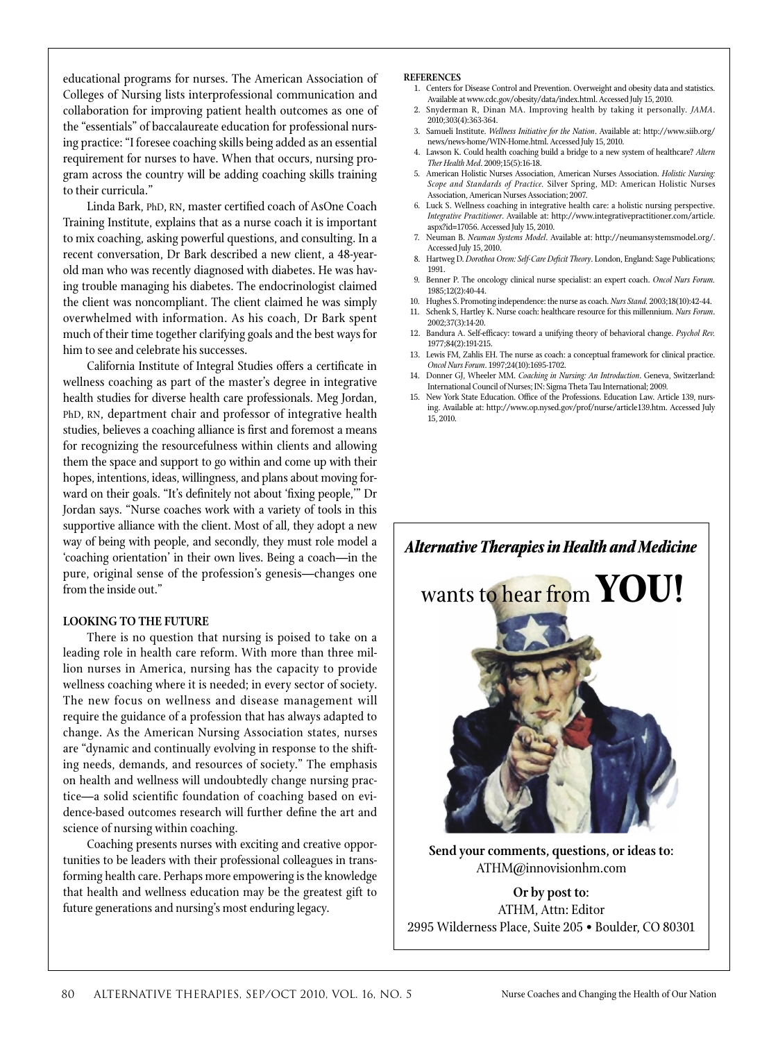educational programs for nurses. The American Association of Colleges of Nursing lists interprofessional communication and collaboration for improving patient health outcomes as one of the "essentials" of baccalaureate education for professional nursing practice: "I foresee coaching skills being added as an essential requirement for nurses to have. When that occurs, nursing program across the country will be adding coaching skills training to their curricula."

Linda Bark, PhD, RN, master certified coach of AsOne Coach Training Institute, explains that as a nurse coach it is important to mix coaching, asking powerful questions, and consulting. In a recent conversation, Dr Bark described a new client, a 48-year-old man who was recently diagnosed with diabetes. He was having trouble managing his diabetes. The endocrinologist claimed the client was noncompliant. The client claimed he was simply overwhelmed with information. As his coach, Dr Bark spent much of their time together clarifying goals and the best ways for him to see and celebrate his successes.

California Institute of Integral Studies offers a certificate in wellness coaching as part of the master's degree in integrative health studies for diverse health care professionals. Meg Jordan, PhD, RN, department chair and professor of integrative health studies, believes a coaching alliance is first and foremost a means for recognizing the resourcefulness within clients and allowing them the space and support to go within and come up with their hopes, intentions, ideas, willingness, and plans about moving forward on their goals. "It's definitely not about 'fixing people,'" Dr Jordan says. "Nurse coaches work with a variety of tools in this supportive alliance with the client. Most of all, they adopt a new way of being with people, and secondly, they must role model a 'coaching orientation' in their own lives. Being a coach—in the pure, original sense of the profession's genesis—changes one from the inside out."

## LOOKING TO THE FUTURE

There is no question that nursing is poised to take on a leading role in health care reform. With more than three million nurses in America, nursing has the capacity to provide wellness coaching where it is needed; in every sector of society. The new focus on wellness and disease management will require the guidance of a profession that has always adapted to change. As the American Nursing Association states, nurses are "dynamic and continually evolving in response to the shifting needs, demands, and resources of society." The emphasis on health and wellness will undoubtedly change nursing practice—a solid scientific foundation of coaching based on evidence-based outcomes research will further define the art and science of nursing within coaching.

Coaching presents nurses with exciting and creative opportunities to be leaders with their professional colleagues in transforming health care. Perhaps more empowering is the knowledge that health and wellness education may be the greatest gift to future generations and nursing's most enduring legacy.

## REFERENCES

1. Centers for Disease Control and Prevention. Overweight and obesity data and statistics. Available at www.cdc.gov/obesity/data/index.html. Accessed July 15, 2010.
2. Snyderman R, Dinan MA. Improving health by taking it personally. *JAMA*. 2010;303(4):363-364.
3. Samueli Institute. *Wellness Initiative for the Nation*. Available at: http://www.siib.org/news/news-home/WIN-Home.html. Accessed July 15, 2010.
4. Lawson K. Could health coaching build a bridge to a new system of healthcare? *Altern Ther Health Med*. 2009;15(5):16-18.
5. American Holistic Nurses Association, American Nurses Association. *Holistic Nursing: Scope and Standards of Practice*. Silver Spring, MD: American Holistic Nurses Association, American Nurses Association; 2007.
6. Luck S. Wellness coaching in integrative health care: a holistic nursing perspective. *Integrative Practitioner*. Available at: http://www.integrativepractitioner.com/article.aspx?id=17056. Accessed July 15, 2010.
7. Neuman B. *Neuman Systems Model*. Available at: http://neumansystemsmodel.org/. Accessed July 15, 2010.
8. Hartweg D. *Dorothea Orem: Self-Care Deficit Theory*. London, England: Sage Publications; 1991.
9. Benner P. The oncology clinical nurse specialist: an expert coach. *Oncol Nurs Forum*. 1985;12(2):40-44.
10. Hughes S. Promoting independence: the nurse as coach. *Nurs Stand*. 2003;18(10):42-44.
11. Schenk S, Hartley K. Nurse coach: healthcare resource for this millennium. *Nurs Forum*. 2002;37(3):14-20.
12. Bandura A. Self-efficacy: toward a unifying theory of behavioral change. *Psychol Rev*. 1977;84(2):191-215.
13. Lewis FM, Zahlis EH. The nurse as coach: a conceptual framework for clinical practice. *Oncol Nurs Forum*. 1997;24(10):1695-1702.
14. Donner GJ, Wheeler MM. *Coaching in Nursing: An Introduction*. Geneva, Switzerland: International Council of Nurses; IN: Sigma Theta Tau International; 2009.
15. New York State Education. Office of the Professions. Education Law. Article 139, nursing. Available at: http://www.op.nysed.gov/prof/nurse/article139.htm. Accessed July 15, 2010.

***Alternative Therapies in Health and Medicine***

wants to hear from **YOU!**

**Send your comments, questions, or ideas to:**
ATHM@innovisionhm.com

**Or by post to:**
ATHM, Attn: Editor
2995 Wilderness Place, Suite 205 • Boulder, CO 80301